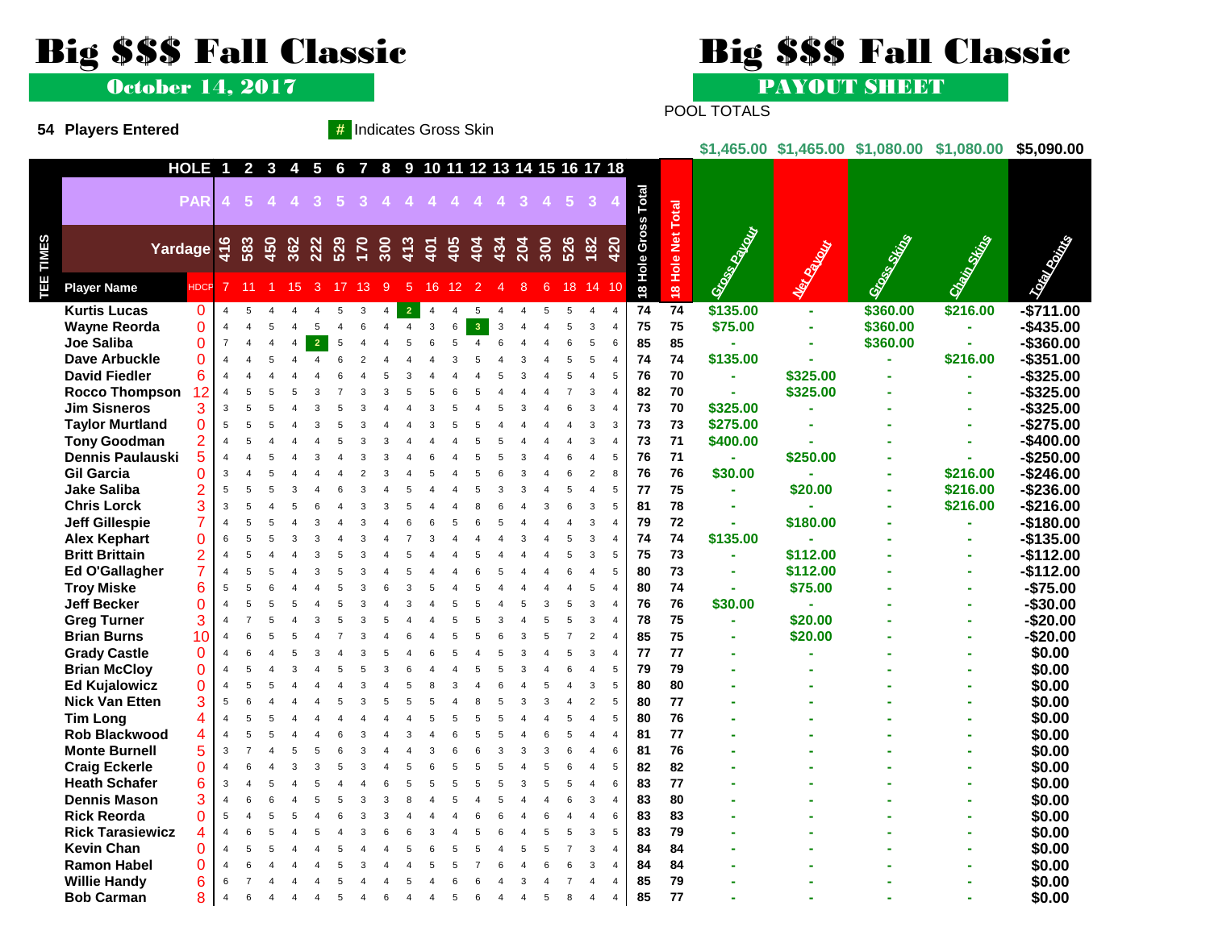# Big $$$ Fall Classic

## October 14, 2017

**54 Players Entered**

# Indicates Gross Skin

# Big $$$ Fall Classic

## PAYOUT SHEET

POOL TOTALS

| HOLE | | 1 | 2 | 3 | 4 | 5 | 6 | 7 | 8 | 9 | 10 | 11 | 12 | 13 | 14 | 15 | 16 | 17 | 18 | 18 Hole Gross Total | 18 Hole Net Total | Gross Payout | Net Payout | Gross Skins | Chain Skins | Total Points |
|---|---|---|---|---|---|---|---|---|---|---|---|---|---|---|---|---|---|---|---|---|---|---|---|---|---|---|
| | | | | | | | | | | | | | | | | | | | | | | $1,465.00 | $1,465.00 | $1,080.00 | $1,080.00 | $5,090.00 |
| PAR | | 4 | 5 | 4 | 4 | 3 | 5 | 3 | 4 | 4 | 4 | 4 | 4 | 4 | 3 | 4 | 5 | 3 | 4 | | | | | | | |
| Yardage | | 416 | 583 | 450 | 362 | 222 | 529 | 170 | 300 | 413 | 401 | 405 | 404 | 434 | 204 | 300 | 526 | 182 | 420 | | | | | | | |
| Player Name | HDCP | 7 | 11 | 1 | 15 | 3 | 17 | 13 | 9 | 5 | 16 | 12 | 2 | 4 | 8 | 6 | 18 | 14 | 10 | | | | | | | |
| Kurtis Lucas | 0 | 4 | 5 | 4 | 4 | 4 | 5 | 3 | 4 | 2 | 4 | 4 | 5 | 4 | 4 | 5 | 5 | 4 | 4 | 74 | 74 | $135.00 | - | $360.00 | $216.00 | -$711.00 |
| Wayne Reorda | 0 | 4 | 4 | 5 | 4 | 5 | 4 | 6 | 4 | 4 | 3 | 6 | 3 | 3 | 4 | 4 | 5 | 3 | 4 | 75 | 75 | $75.00 | - | $360.00 | - | -$435.00 |
| Joe Saliba | 0 | 7 | 4 | 4 | 4 | 2 | 5 | 4 | 4 | 5 | 6 | 5 | 4 | 6 | 4 | 4 | 6 | 5 | 6 | 85 | 85 | - | - | $360.00 | - | -$360.00 |
| Dave Arbuckle | 0 | 4 | 4 | 5 | 4 | 4 | 6 | 2 | 4 | 4 | 4 | 3 | 5 | 4 | 3 | 4 | 5 | 5 | 4 | 74 | 74 | $135.00 | - | - | $216.00 | -$351.00 |
| David Fiedler | 6 | 4 | 4 | 4 | 4 | 4 | 6 | 4 | 5 | 3 | 4 | 4 | 4 | 5 | 3 | 4 | 5 | 4 | 5 | 76 | 70 | - | $325.00 | - | - | -$325.00 |
| Rocco Thompson | 12 | 4 | 5 | 5 | 5 | 3 | 7 | 3 | 3 | 5 | 5 | 6 | 5 | 4 | 4 | 4 | 7 | 3 | 4 | 82 | 70 | - | $325.00 | - | - | -$325.00 |
| Jim Sisneros | 3 | 3 | 5 | 5 | 4 | 3 | 5 | 3 | 4 | 4 | 3 | 5 | 4 | 5 | 3 | 4 | 6 | 3 | 4 | 73 | 70 | $325.00 | - | - | - | -$325.00 |
| Taylor Murtland | 0 | 5 | 5 | 5 | 4 | 3 | 5 | 3 | 4 | 4 | 3 | 5 | 5 | 4 | 4 | 4 | 4 | 3 | 3 | 73 | 73 | $275.00 | - | - | - | -$275.00 |
| Tony Goodman | 2 | 4 | 5 | 4 | 4 | 4 | 5 | 3 | 3 | 4 | 4 | 4 | 5 | 5 | 4 | 4 | 4 | 3 | 4 | 73 | 71 | $400.00 | - | - | - | -$400.00 |
| Dennis Paulauski | 5 | 4 | 4 | 5 | 4 | 3 | 4 | 3 | 3 | 4 | 6 | 4 | 5 | 5 | 3 | 4 | 6 | 4 | 5 | 76 | 71 | - | $250.00 | - | - | -$250.00 |
| Gil Garcia | 0 | 3 | 4 | 5 | 4 | 4 | 4 | 2 | 3 | 4 | 5 | 4 | 5 | 6 | 3 | 4 | 6 | 2 | 8 | 76 | 76 | $30.00 | - | - | $216.00 | -$246.00 |
| Jake Saliba | 2 | 5 | 5 | 5 | 3 | 4 | 6 | 3 | 4 | 5 | 4 | 4 | 5 | 3 | 3 | 4 | 5 | 4 | 5 | 77 | 75 | - | $20.00 | - | $216.00 | -$236.00 |
| Chris Lorck | 3 | 3 | 5 | 4 | 5 | 6 | 4 | 3 | 3 | 5 | 4 | 4 | 8 | 6 | 4 | 3 | 6 | 3 | 5 | 81 | 78 | - | - | - | $216.00 | -$216.00 |
| Jeff Gillespie | 7 | 4 | 5 | 5 | 4 | 3 | 4 | 3 | 4 | 6 | 6 | 5 | 6 | 5 | 4 | 4 | 4 | 3 | 4 | 79 | 72 | - | $180.00 | - | - | -$180.00 |
| Alex Kephart | 0 | 6 | 5 | 5 | 3 | 3 | 4 | 3 | 4 | 7 | 3 | 4 | 4 | 4 | 3 | 4 | 5 | 3 | 4 | 74 | 74 | $135.00 | - | - | - | -$135.00 |
| Britt Brittain | 2 | 4 | 5 | 4 | 4 | 3 | 5 | 3 | 4 | 5 | 4 | 4 | 5 | 4 | 4 | 4 | 5 | 3 | 5 | 75 | 73 | - | $112.00 | - | - | -$112.00 |
| Ed O'Gallagher | 7 | 4 | 5 | 5 | 4 | 3 | 5 | 3 | 4 | 5 | 4 | 4 | 6 | 5 | 4 | 4 | 6 | 4 | 5 | 80 | 73 | - | $112.00 | - | - | -$112.00 |
| Troy Miske | 6 | 5 | 5 | 6 | 4 | 4 | 5 | 3 | 6 | 3 | 5 | 4 | 5 | 4 | 4 | 4 | 4 | 5 | 4 | 80 | 74 | - | $75.00 | - | - | -$75.00 |
| Jeff Becker | 0 | 4 | 5 | 5 | 5 | 4 | 5 | 3 | 4 | 3 | 4 | 5 | 5 | 4 | 5 | 3 | 5 | 3 | 4 | 76 | 76 | $30.00 | - | - | - | -$30.00 |
| Greg Turner | 3 | 4 | 7 | 5 | 4 | 3 | 5 | 3 | 5 | 4 | 4 | 5 | 5 | 3 | 4 | 5 | 5 | 3 | 4 | 78 | 75 | - | $20.00 | - | - | -$20.00 |
| Brian Burns | 10 | 4 | 6 | 5 | 5 | 4 | 7 | 3 | 4 | 6 | 4 | 5 | 5 | 6 | 3 | 5 | 7 | 2 | 4 | 85 | 75 | - | $20.00 | - | - | -$20.00 |
| Grady Castle | 0 | 4 | 6 | 4 | 5 | 3 | 4 | 3 | 5 | 4 | 6 | 5 | 4 | 5 | 3 | 4 | 5 | 3 | 4 | 77 | 77 | - | - | - | - | $0.00 |
| Brian McCloy | 0 | 4 | 5 | 4 | 3 | 4 | 5 | 5 | 3 | 6 | 4 | 4 | 5 | 5 | 3 | 4 | 6 | 4 | 5 | 79 | 79 | - | - | - | - | $0.00 |
| Ed Kujalowicz | 0 | 4 | 5 | 5 | 4 | 4 | 4 | 3 | 4 | 5 | 8 | 3 | 4 | 6 | 4 | 5 | 4 | 3 | 5 | 80 | 80 | - | - | - | - | $0.00 |
| Nick Van Etten | 3 | 5 | 6 | 4 | 4 | 4 | 5 | 3 | 5 | 5 | 5 | 4 | 8 | 5 | 3 | 3 | 4 | 2 | 5 | 80 | 77 | - | - | - | - | $0.00 |
| Tim Long | 4 | 4 | 5 | 5 | 4 | 4 | 4 | 4 | 4 | 4 | 5 | 5 | 5 | 5 | 4 | 4 | 5 | 4 | 5 | 80 | 76 | - | - | - | - | $0.00 |
| Rob Blackwood | 4 | 4 | 5 | 5 | 4 | 4 | 6 | 3 | 4 | 3 | 4 | 6 | 5 | 5 | 4 | 6 | 5 | 4 | 4 | 81 | 77 | - | - | - | - | $0.00 |
| Monte Burnell | 5 | 3 | 7 | 4 | 5 | 5 | 6 | 3 | 4 | 4 | 3 | 6 | 6 | 3 | 3 | 3 | 6 | 4 | 6 | 81 | 76 | - | - | - | - | $0.00 |
| Craig Eckerle | 0 | 4 | 6 | 4 | 3 | 3 | 5 | 3 | 4 | 5 | 6 | 5 | 5 | 5 | 4 | 5 | 6 | 4 | 5 | 82 | 82 | - | - | - | - | $0.00 |
| Heath Schafer | 6 | 3 | 4 | 5 | 4 | 5 | 4 | 4 | 6 | 5 | 5 | 5 | 5 | 5 | 3 | 5 | 5 | 4 | 6 | 83 | 77 | - | - | - | - | $0.00 |
| Dennis Mason | 3 | 4 | 6 | 6 | 4 | 5 | 5 | 3 | 3 | 8 | 4 | 5 | 4 | 5 | 4 | 4 | 6 | 3 | 4 | 83 | 80 | - | - | - | - | $0.00 |
| Rick Reorda | 0 | 5 | 4 | 5 | 5 | 4 | 6 | 3 | 3 | 4 | 4 | 4 | 6 | 6 | 4 | 6 | 4 | 4 | 6 | 83 | 83 | - | - | - | - | $0.00 |
| Rick Tarasiewicz | 4 | 4 | 6 | 5 | 4 | 5 | 4 | 3 | 6 | 6 | 3 | 4 | 5 | 6 | 4 | 5 | 5 | 3 | 5 | 83 | 79 | - | - | - | - | $0.00 |
| Kevin Chan | 0 | 4 | 5 | 5 | 4 | 4 | 5 | 4 | 4 | 5 | 6 | 5 | 5 | 4 | 5 | 5 | 7 | 3 | 4 | 84 | 84 | - | - | - | - | $0.00 |
| Ramon Habel | 0 | 4 | 6 | 4 | 4 | 4 | 5 | 3 | 4 | 4 | 5 | 5 | 7 | 6 | 4 | 6 | 6 | 3 | 4 | 84 | 84 | - | - | - | - | $0.00 |
| Willie Handy | 6 | 6 | 7 | 4 | 4 | 4 | 5 | 4 | 4 | 5 | 4 | 6 | 6 | 4 | 3 | 4 | 7 | 4 | 4 | 85 | 79 | - | - | - | - | $0.00 |
| Bob Carman | 8 | 4 | 6 | 4 | 4 | 4 | 5 | 4 | 6 | 4 | 4 | 5 | 6 | 4 | 4 | 5 | 8 | 4 | 4 | 85 | 77 | - | - | - | - | $0.00 |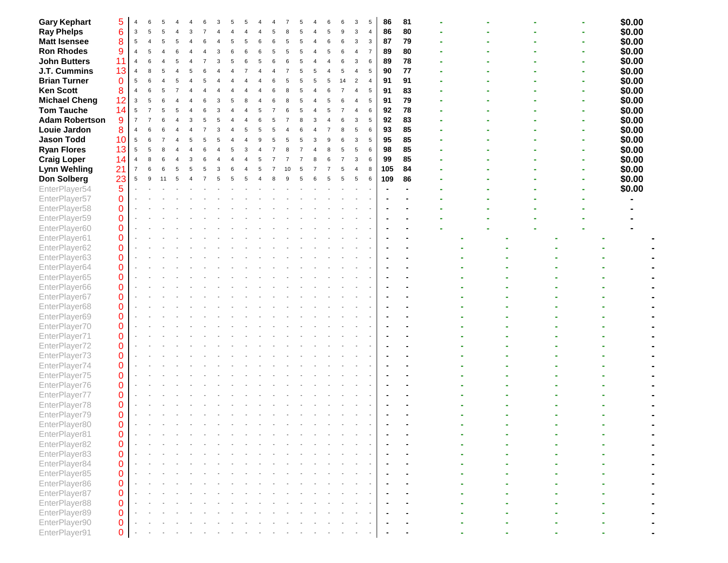| | | | | | | | | | | | | | | | | | | | | | | | | | | |
|---|---|---|---|---|---|---|---|---|---|---|---|---|---|---|---|---|---|---|---|---|---|---|---|---|---|---|
| **Gary Kephart** | 5 | 4 | 6 | 5 | 4 | 4 | 6 | 3 | 5 | 5 | 4 | 4 | 7 | 5 | 4 | 6 | 6 | 3 | 5 | **86** | **81** | - | - | - | - | **$0.00** |
| **Ray Phelps** | 6 | 3 | 5 | 5 | 4 | 3 | 7 | 4 | 4 | 4 | 4 | 5 | 8 | 5 | 4 | 5 | 9 | 3 | 4 | **86** | **80** | - | - | - | - | **$0.00** |
| **Matt Isensee** | 8 | 5 | 4 | 5 | 5 | 4 | 6 | 4 | 5 | 5 | 6 | 6 | 5 | 5 | 4 | 6 | 6 | 3 | 3 | **87** | **79** | - | - | - | - | **$0.00** |
| **Ron Rhodes** | 9 | 4 | 5 | 4 | 6 | 4 | 4 | 3 | 6 | 6 | 6 | 5 | 5 | 5 | 4 | 5 | 6 | 4 | 7 | **89** | **80** | - | - | - | - | **$0.00** |
| **John Butters** | 11 | 4 | 6 | 4 | 5 | 4 | 7 | 3 | 5 | 6 | 5 | 6 | 6 | 5 | 4 | 4 | 6 | 3 | 6 | **89** | **78** | - | - | - | - | **$0.00** |
| **J.T. Cummins** | 13 | 4 | 8 | 5 | 4 | 5 | 6 | 4 | 4 | 7 | 4 | 4 | 7 | 5 | 5 | 4 | 5 | 4 | 5 | **90** | **77** | - | - | - | - | **$0.00** |
| **Brian Turner** | 0 | 5 | 6 | 4 | 5 | 4 | 5 | 4 | 4 | 4 | 4 | 6 | 5 | 5 | 5 | 5 | 14 | 2 | 4 | **91** | **91** | - | - | - | - | **$0.00** |
| **Ken Scott** | 8 | 4 | 6 | 5 | 7 | 4 | 4 | 4 | 4 | 4 | 4 | 6 | 8 | 5 | 4 | 6 | 7 | 4 | 5 | **91** | **83** | - | - | - | - | **$0.00** |
| **Michael Cheng** | 12 | 3 | 5 | 6 | 4 | 4 | 6 | 3 | 5 | 8 | 4 | 6 | 8 | 5 | 4 | 5 | 6 | 4 | 5 | **91** | **79** | - | - | - | - | **$0.00** |
| **Tom Tauche** | 14 | 5 | 7 | 5 | 5 | 4 | 6 | 3 | 4 | 4 | 5 | 7 | 6 | 5 | 4 | 5 | 7 | 4 | 6 | **92** | **78** | - | - | - | - | **$0.00** |
| **Adam Robertson** | 9 | 7 | 7 | 6 | 4 | 3 | 5 | 5 | 4 | 4 | 6 | 5 | 7 | 8 | 3 | 4 | 6 | 3 | 5 | **92** | **83** | - | - | - | - | **$0.00** |
| **Louie Jardon** | 8 | 4 | 6 | 6 | 4 | 4 | 7 | 3 | 4 | 5 | 5 | 5 | 4 | 6 | 4 | 7 | 8 | 5 | 6 | **93** | **85** | - | - | - | - | **$0.00** |
| **Jason Todd** | 10 | 5 | 6 | 7 | 4 | 5 | 5 | 5 | 4 | 4 | 9 | 5 | 5 | 5 | 3 | 9 | 6 | 3 | 5 | **95** | **85** | - | - | - | - | **$0.00** |
| **Ryan Flores** | 13 | 5 | 5 | 8 | 4 | 4 | 6 | 4 | 5 | 3 | 4 | 7 | 8 | 7 | 4 | 8 | 5 | 5 | 6 | **98** | **85** | - | - | - | - | **$0.00** |
| **Craig Loper** | 14 | 4 | 8 | 6 | 4 | 3 | 6 | 4 | 4 | 4 | 5 | 7 | 7 | 7 | 8 | 6 | 7 | 3 | 6 | **99** | **85** | - | - | - | - | **$0.00** |
| **Lynn Wehling** | 21 | 7 | 6 | 6 | 5 | 5 | 5 | 3 | 6 | 4 | 5 | 7 | 10 | 5 | 7 | 7 | 5 | 4 | 8 | **105** | **84** | - | - | - | - | **$0.00** |
| **Don Solberg** | 23 | 5 | 9 | 11 | 5 | 4 | 7 | 5 | 5 | 5 | 4 | 8 | 9 | 5 | 6 | 5 | 5 | 5 | 6 | **109** | **86** | - | - | - | - | **$0.00** |
| EnterPlayer54 | 5 | - | - | - | - | - | - | - | - | - | - | - | - | - | - | - | - | - | - | - | - | - | - | - | - | **$0.00** |
| EnterPlayer57 | 0 | - | - | - | - | - | - | - | - | - | - | - | - | - | - | - | - | - | - | - | - | - | - | - | - | - |
| EnterPlayer58 | 0 | - | - | - | - | - | - | - | - | - | - | - | - | - | - | - | - | - | - | - | - | - | - | - | - | - |
| EnterPlayer59 | 0 | - | - | - | - | - | - | - | - | - | - | - | - | - | - | - | - | - | - | - | - | - | - | - | - | - |
| EnterPlayer60 | 0 | - | - | - | - | - | - | - | - | - | - | - | - | - | - | - | - | - | - | - | - | - | - | - | - | - |
| EnterPlayer61 | 0 | - | - | - | - | - | - | - | - | - | - | - | - | - | - | - | - | - | - | - | - | - | - | - | - | - |
| EnterPlayer62 | 0 | - | - | - | - | - | - | - | - | - | - | - | - | - | - | - | - | - | - | - | - | - | - | - | - | - |
| EnterPlayer63 | 0 | - | - | - | - | - | - | - | - | - | - | - | - | - | - | - | - | - | - | - | - | - | - | - | - | - |
| EnterPlayer64 | 0 | - | - | - | - | - | - | - | - | - | - | - | - | - | - | - | - | - | - | - | - | - | - | - | - | - |
| EnterPlayer65 | 0 | - | - | - | - | - | - | - | - | - | - | - | - | - | - | - | - | - | - | - | - | - | - | - | - | - |
| EnterPlayer66 | 0 | - | - | - | - | - | - | - | - | - | - | - | - | - | - | - | - | - | - | - | - | - | - | - | - | - |
| EnterPlayer67 | 0 | - | - | - | - | - | - | - | - | - | - | - | - | - | - | - | - | - | - | - | - | - | - | - | - | - |
| EnterPlayer68 | 0 | - | - | - | - | - | - | - | - | - | - | - | - | - | - | - | - | - | - | - | - | - | - | - | - | - |
| EnterPlayer69 | 0 | - | - | - | - | - | - | - | - | - | - | - | - | - | - | - | - | - | - | - | - | - | - | - | - | - |
| EnterPlayer70 | 0 | - | - | - | - | - | - | - | - | - | - | - | - | - | - | - | - | - | - | - | - | - | - | - | - | - |
| EnterPlayer71 | 0 | - | - | - | - | - | - | - | - | - | - | - | - | - | - | - | - | - | - | - | - | - | - | - | - | - |
| EnterPlayer72 | 0 | - | - | - | - | - | - | - | - | - | - | - | - | - | - | - | - | - | - | - | - | - | - | - | - | - |
| EnterPlayer73 | 0 | - | - | - | - | - | - | - | - | - | - | - | - | - | - | - | - | - | - | - | - | - | - | - | - | - |
| EnterPlayer74 | 0 | - | - | - | - | - | - | - | - | - | - | - | - | - | - | - | - | - | - | - | - | - | - | - | - | - |
| EnterPlayer75 | 0 | - | - | - | - | - | - | - | - | - | - | - | - | - | - | - | - | - | - | - | - | - | - | - | - | - |
| EnterPlayer76 | 0 | - | - | - | - | - | - | - | - | - | - | - | - | - | - | - | - | - | - | - | - | - | - | - | - | - |
| EnterPlayer77 | 0 | - | - | - | - | - | - | - | - | - | - | - | - | - | - | - | - | - | - | - | - | - | - | - | - | - |
| EnterPlayer78 | 0 | - | - | - | - | - | - | - | - | - | - | - | - | - | - | - | - | - | - | - | - | - | - | - | - | - |
| EnterPlayer79 | 0 | - | - | - | - | - | - | - | - | - | - | - | - | - | - | - | - | - | - | - | - | - | - | - | - | - |
| EnterPlayer80 | 0 | - | - | - | - | - | - | - | - | - | - | - | - | - | - | - | - | - | - | - | - | - | - | - | - | - |
| EnterPlayer81 | 0 | - | - | - | - | - | - | - | - | - | - | - | - | - | - | - | - | - | - | - | - | - | - | - | - | - |
| EnterPlayer82 | 0 | - | - | - | - | - | - | - | - | - | - | - | - | - | - | - | - | - | - | - | - | - | - | - | - | - |
| EnterPlayer83 | 0 | - | - | - | - | - | - | - | - | - | - | - | - | - | - | - | - | - | - | - | - | - | - | - | - | - |
| EnterPlayer84 | 0 | - | - | - | - | - | - | - | - | - | - | - | - | - | - | - | - | - | - | - | - | - | - | - | - | - |
| EnterPlayer85 | 0 | - | - | - | - | - | - | - | - | - | - | - | - | - | - | - | - | - | - | - | - | - | - | - | - | - |
| EnterPlayer86 | 0 | - | - | - | - | - | - | - | - | - | - | - | - | - | - | - | - | - | - | - | - | - | - | - | - | - |
| EnterPlayer87 | 0 | - | - | - | - | - | - | - | - | - | - | - | - | - | - | - | - | - | - | - | - | - | - | - | - | - |
| EnterPlayer88 | 0 | - | - | - | - | - | - | - | - | - | - | - | - | - | - | - | - | - | - | - | - | - | - | - | - | - |
| EnterPlayer89 | 0 | - | - | - | - | - | - | - | - | - | - | - | - | - | - | - | - | - | - | - | - | - | - | - | - | - |
| EnterPlayer90 | 0 | - | - | - | - | - | - | - | - | - | - | - | - | - | - | - | - | - | - | - | - | - | - | - | - | - |
| EnterPlayer91 | 0 | - | - | - | - | - | - | - | - | - | - | - | - | - | - | - | - | - | - | - | - | - | - | - | - | - |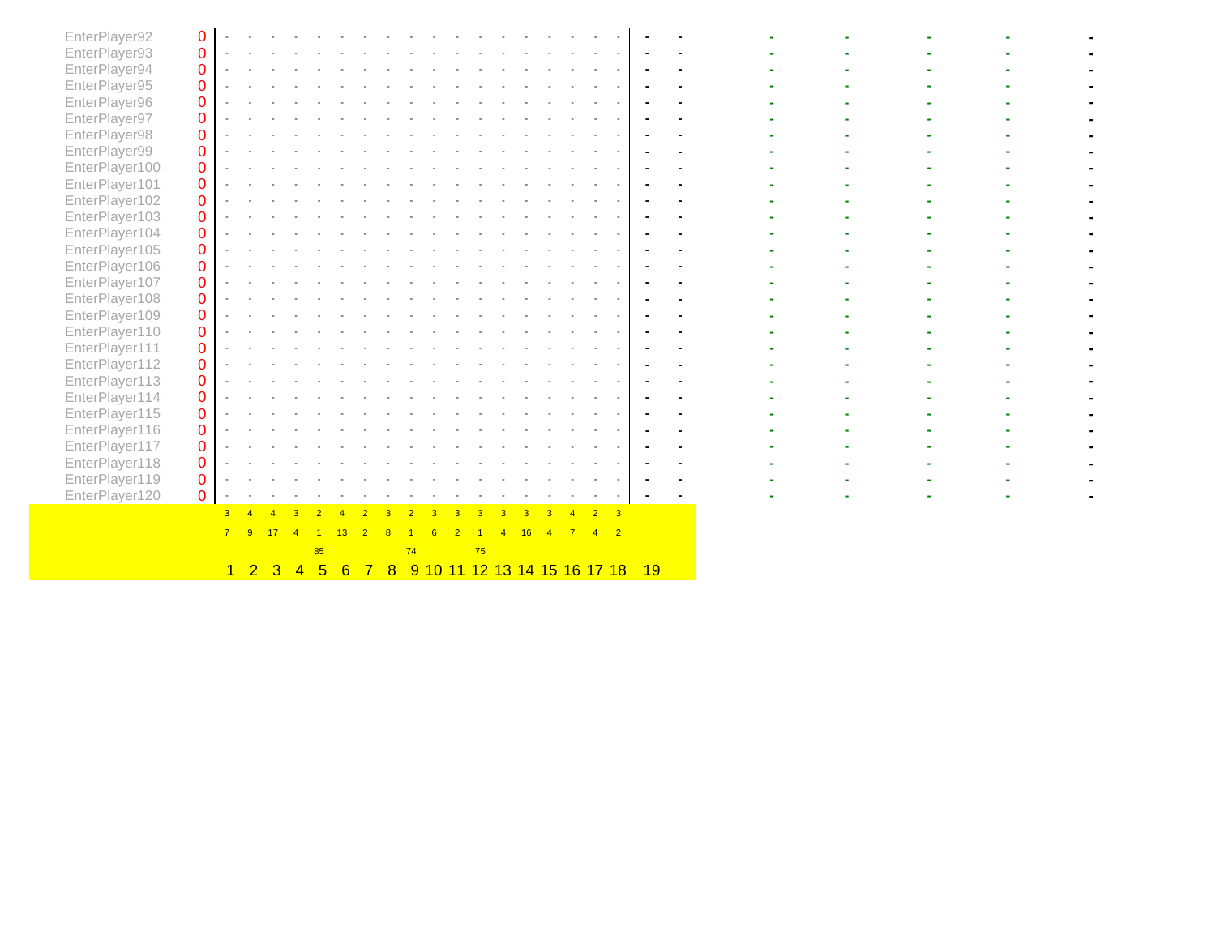| | | | | | | | | | | | | | | | | | | | | | | | | | | |
|---|---|---|---|---|---|---|---|---|---|---|---|---|---|---|---|---|---|---|---|---|---|---|---|---|---|---|
| EnterPlayer92 | 0 | - | - | - | - | - | - | - | - | - | - | - | - | - | - | - | - | - | - | - | - | - | - | - | - | - |
| EnterPlayer93 | 0 | - | - | - | - | - | - | - | - | - | - | - | - | - | - | - | - | - | - | - | - | - | - | - | - | - |
| EnterPlayer94 | 0 | - | - | - | - | - | - | - | - | - | - | - | - | - | - | - | - | - | - | - | - | - | - | - | - | - |
| EnterPlayer95 | 0 | - | - | - | - | - | - | - | - | - | - | - | - | - | - | - | - | - | - | - | - | - | - | - | - | - |
| EnterPlayer96 | 0 | - | - | - | - | - | - | - | - | - | - | - | - | - | - | - | - | - | - | - | - | - | - | - | - | - |
| EnterPlayer97 | 0 | - | - | - | - | - | - | - | - | - | - | - | - | - | - | - | - | - | - | - | - | - | - | - | - | - |
| EnterPlayer98 | 0 | - | - | - | - | - | - | - | - | - | - | - | - | - | - | - | - | - | - | - | - | - | - | - | - | - |
| EnterPlayer99 | 0 | - | - | - | - | - | - | - | - | - | - | - | - | - | - | - | - | - | - | - | - | - | - | - | - | - |
| EnterPlayer100 | 0 | - | - | - | - | - | - | - | - | - | - | - | - | - | - | - | - | - | - | - | - | - | - | - | - | - |
| EnterPlayer101 | 0 | - | - | - | - | - | - | - | - | - | - | - | - | - | - | - | - | - | - | - | - | - | - | - | - | - |
| EnterPlayer102 | 0 | - | - | - | - | - | - | - | - | - | - | - | - | - | - | - | - | - | - | - | - | - | - | - | - | - |
| EnterPlayer103 | 0 | - | - | - | - | - | - | - | - | - | - | - | - | - | - | - | - | - | - | - | - | - | - | - | - | - |
| EnterPlayer104 | 0 | - | - | - | - | - | - | - | - | - | - | - | - | - | - | - | - | - | - | - | - | - | - | - | - | - |
| EnterPlayer105 | 0 | - | - | - | - | - | - | - | - | - | - | - | - | - | - | - | - | - | - | - | - | - | - | - | - | - |
| EnterPlayer106 | 0 | - | - | - | - | - | - | - | - | - | - | - | - | - | - | - | - | - | - | - | - | - | - | - | - | - |
| EnterPlayer107 | 0 | - | - | - | - | - | - | - | - | - | - | - | - | - | - | - | - | - | - | - | - | - | - | - | - | - |
| EnterPlayer108 | 0 | - | - | - | - | - | - | - | - | - | - | - | - | - | - | - | - | - | - | - | - | - | - | - | - | - |
| EnterPlayer109 | 0 | - | - | - | - | - | - | - | - | - | - | - | - | - | - | - | - | - | - | - | - | - | - | - | - | - |
| EnterPlayer110 | 0 | - | - | - | - | - | - | - | - | - | - | - | - | - | - | - | - | - | - | - | - | - | - | - | - | - |
| EnterPlayer111 | 0 | - | - | - | - | - | - | - | - | - | - | - | - | - | - | - | - | - | - | - | - | - | - | - | - | - |
| EnterPlayer112 | 0 | - | - | - | - | - | - | - | - | - | - | - | - | - | - | - | - | - | - | - | - | - | - | - | - | - |
| EnterPlayer113 | 0 | - | - | - | - | - | - | - | - | - | - | - | - | - | - | - | - | - | - | - | - | - | - | - | - | - |
| EnterPlayer114 | 0 | - | - | - | - | - | - | - | - | - | - | - | - | - | - | - | - | - | - | - | - | - | - | - | - | - |
| EnterPlayer115 | 0 | - | - | - | - | - | - | - | - | - | - | - | - | - | - | - | - | - | - | - | - | - | - | - | - | - |
| EnterPlayer116 | 0 | - | - | - | - | - | - | - | - | - | - | - | - | - | - | - | - | - | - | - | - | - | - | - | - | - |
| EnterPlayer117 | 0 | - | - | - | - | - | - | - | - | - | - | - | - | - | - | - | - | - | - | - | - | - | - | - | - | - |
| EnterPlayer118 | 0 | - | - | - | - | - | - | - | - | - | - | - | - | - | - | - | - | - | - | - | - | - | - | - | - | - |
| EnterPlayer119 | 0 | - | - | - | - | - | - | - | - | - | - | - | - | - | - | - | - | - | - | - | - | - | - | - | - | - |
| EnterPlayer120 | 0 | - | - | - | - | - | - | - | - | - | - | - | - | - | - | - | - | - | - | - | - | - | - | - | - | - |
| | | 3 | 4 | 4 | 3 | 2 | 4 | 2 | 3 | 2 | 3 | 3 | 3 | 3 | 3 | 3 | 4 | 2 | 3 | | | | | | | |
| | | 7 | 9 | 17 | 4 | 1 | 13 | 2 | 8 | 1 | 6 | 2 | 1 | 4 | 16 | 4 | 7 | 4 | 2 | | | | | | | |
| | | | | | | 85 | | | | 74 | | | 75 | | | | | | | | | | | | | |
| | | 1 | 2 | 3 | 4 | 5 | 6 | 7 | 8 | 9 | 10 | 11 | 12 | 13 | 14 | 15 | 16 | 17 | 18 | 19 | | | | | | |